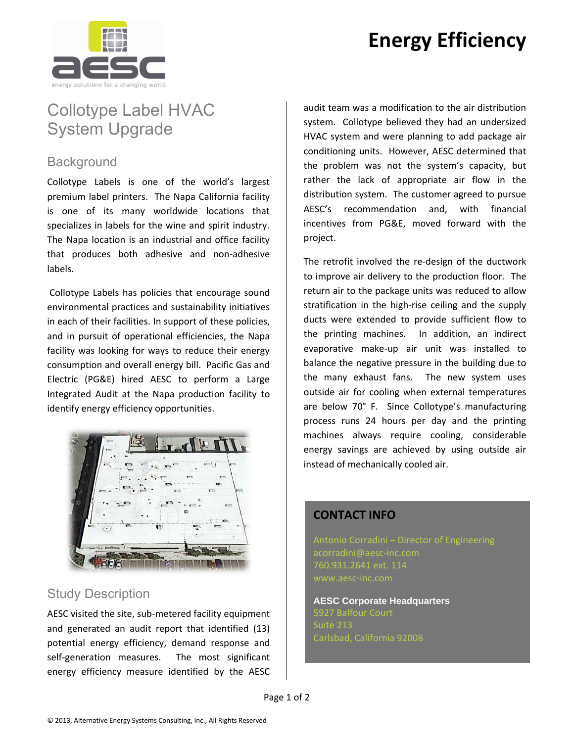# Energy Efficiency

## Collotype Label HVAC System Upgrade

### Background

Collotype Labels is one of the world's largest premium label printers. The Napa California facility is one of its many worldwide locations that specializes in labels for the wine and spirit industry. The Napa location is an industrial and office facility that produces both adhesive and non-adhesive labels.

Collotype Labels has policies that encourage sound environmental practices and sustainability initiatives in each of their facilities. In support of these policies, and in pursuit of operational efficiencies, the Napa facility was looking for ways to reduce their energy consumption and overall energy bill. Pacific Gas and Electric (PG&E) hired AESC to perform a Large Integrated Audit at the Napa production facility to identify energy efficiency opportunities.

### Study Description

AESC visited the site, sub-metered facility equipment and generated an audit report that identified (13) potential energy efficiency, demand response and self-generation measures. The most significant energy efficiency measure identified by the AESC audit team was a modification to the air distribution system. Collotype believed they had an undersized HVAC system and were planning to add package air conditioning units. However, AESC determined that the problem was not the system's capacity, but rather the lack of appropriate air flow in the distribution system. The customer agreed to pursue AESC's recommendation and, with financial incentives from PG&E, moved forward with the project.

The retrofit involved the re-design of the ductwork to improve air delivery to the production floor. The return air to the package units was reduced to allow stratification in the high-rise ceiling and the supply ducts were extended to provide sufficient flow to the printing machines. In addition, an indirect evaporative make-up air unit was installed to balance the negative pressure in the building due to the many exhaust fans. The new system uses outside air for cooling when external temperatures are below 70° F. Since Collotype's manufacturing process runs 24 hours per day and the printing machines always require cooling, considerable energy savings are achieved by using outside air instead of mechanically cooled air.

### CONTACT INFO

Antonio Corradini – Director of Engineering
acorradini@aesc-inc.com
760.931.2641 ext. 114
www.aesc-inc.com

**AESC Corporate Headquarters**
5927 Balfour Court
Suite 213
Carlsbad, California 92008

© 2013, Alternative Energy Systems Consulting, Inc., All Rights Reserved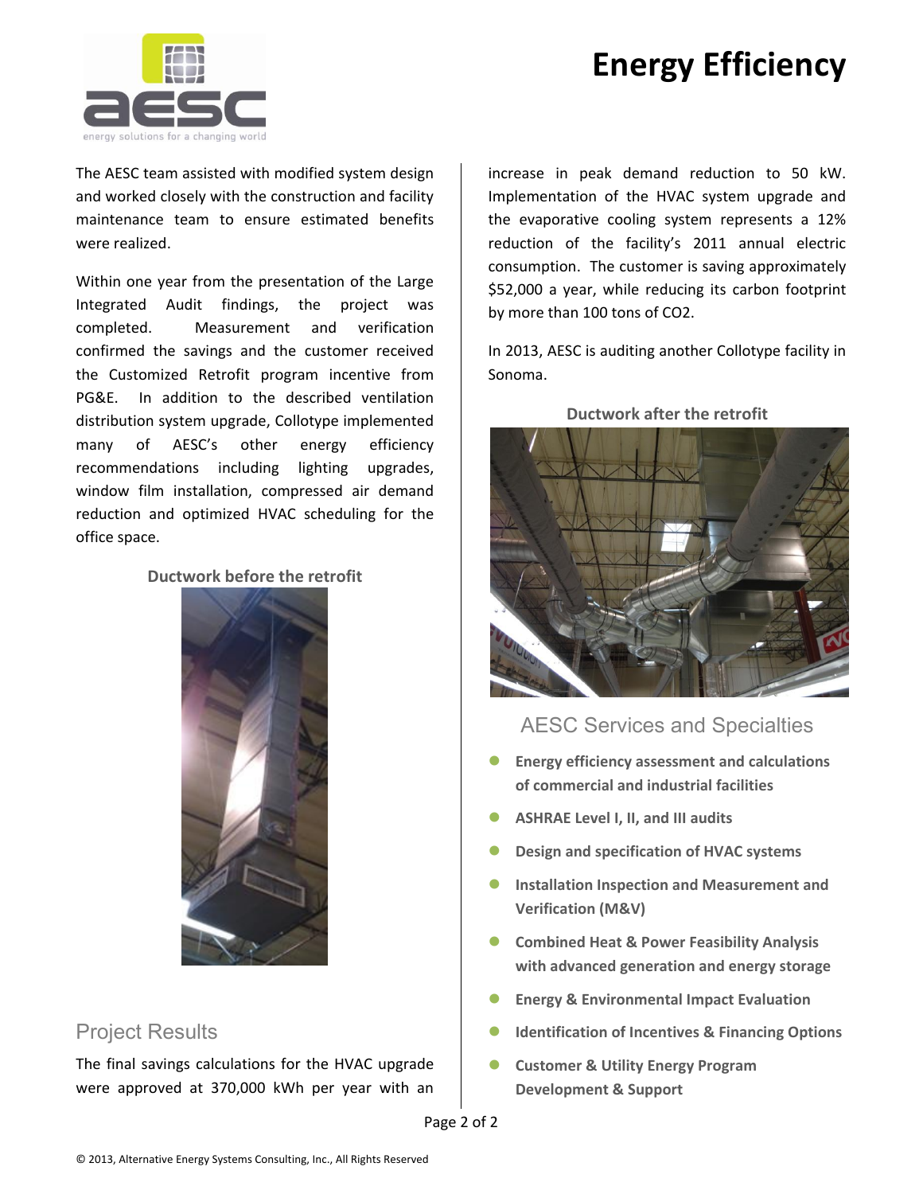# Energy Efficiency

The AESC team assisted with modified system design and worked closely with the construction and facility maintenance team to ensure estimated benefits were realized.

Within one year from the presentation of the Large Integrated Audit findings, the project was completed. Measurement and verification confirmed the savings and the customer received the Customized Retrofit program incentive from PG&E. In addition to the described ventilation distribution system upgrade, Collotype implemented many of AESC's other energy efficiency recommendations including lighting upgrades, window film installation, compressed air demand reduction and optimized HVAC scheduling for the office space.

**Ductwork before the retrofit**

## Project Results

The final savings calculations for the HVAC upgrade were approved at 370,000 kWh per year with an increase in peak demand reduction to 50 kW. Implementation of the HVAC system upgrade and the evaporative cooling system represents a 12% reduction of the facility's 2011 annual electric consumption. The customer is saving approximately $52,000 a year, while reducing its carbon footprint by more than 100 tons of $CO_2$.

In 2013, AESC is auditing another Collotype facility in Sonoma.

**Ductwork after the retrofit**

## AESC Services and Specialties

- **Energy efficiency assessment and calculations of commercial and industrial facilities**
- **ASHRAE Level I, II, and III audits**
- **Design and specification of HVAC systems**
- **Installation Inspection and Measurement and Verification (M&V)**
- **Combined Heat & Power Feasibility Analysis with advanced generation and energy storage**
- **Energy & Environmental Impact Evaluation**
- **Identification of Incentives & Financing Options**
- **Customer & Utility Energy Program Development & Support**

© 2013, Alternative Energy Systems Consulting, Inc., All Rights Reserved